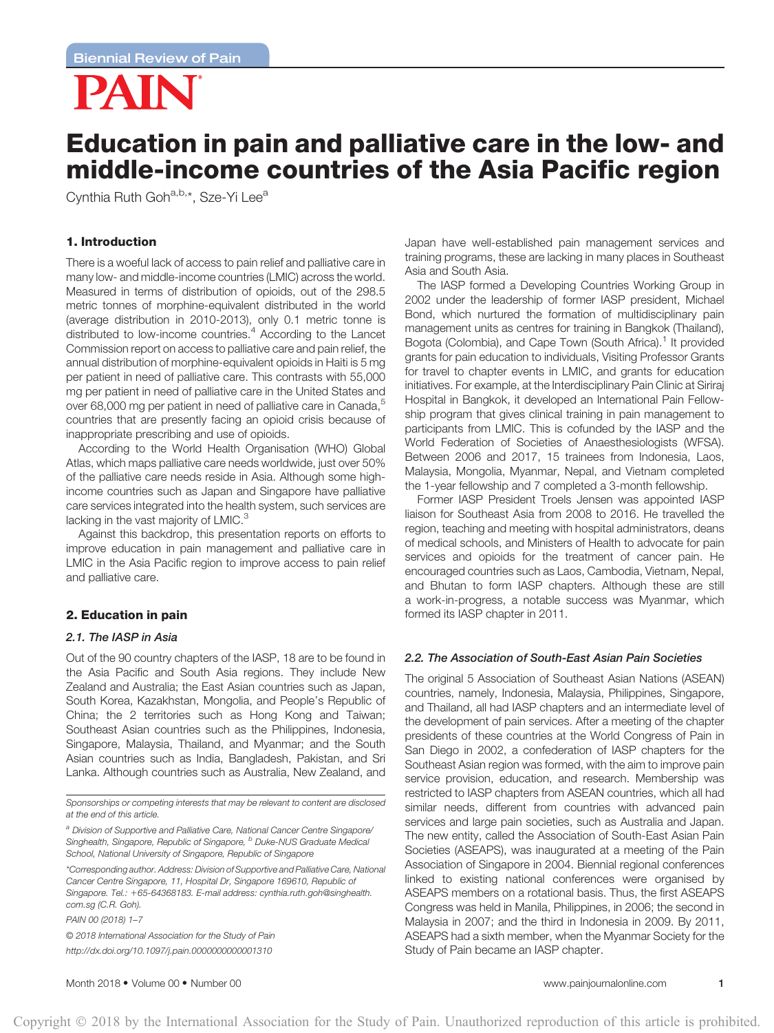Biennial Review of Pain

# Education in pain and palliative care in the low- and middle-income countries of the Asia Pacific region

Cynthia Ruth Goh[a,b,*], Sze-Yi Lee[a]

## 1. Introduction

There is a woeful lack of access to pain relief and palliative care in many low- and middle-income countries (LMIC) across the world. Measured in terms of distribution of opioids, out of the 298.5 metric tonnes of morphine-equivalent distributed in the world (average distribution in 2010-2013), only 0.1 metric tonne is distributed to low-income countries.[4] According to the Lancet Commission report on access to palliative care and pain relief, the annual distribution of morphine-equivalent opioids in Haiti is 5 mg per patient in need of palliative care. This contrasts with 55,000 mg per patient in need of palliative care in the United States and over 68,000 mg per patient in need of palliative care in Canada,[5] countries that are presently facing an opioid crisis because of inappropriate prescribing and use of opioids.

According to the World Health Organisation (WHO) Global Atlas, which maps palliative care needs worldwide, just over 50% of the palliative care needs reside in Asia. Although some high-income countries such as Japan and Singapore have palliative care services integrated into the health system, such services are lacking in the vast majority of LMIC.[3]

Against this backdrop, this presentation reports on efforts to improve education in pain management and palliative care in LMIC in the Asia Pacific region to improve access to pain relief and palliative care.

## 2. Education in pain

### 2.1. The IASP in Asia

Out of the 90 country chapters of the IASP, 18 are to be found in the Asia Pacific and South Asia regions. They include New Zealand and Australia; the East Asian countries such as Japan, South Korea, Kazakhstan, Mongolia, and People's Republic of China; the 2 territories such as Hong Kong and Taiwan; Southeast Asian countries such as the Philippines, Indonesia, Singapore, Malaysia, Thailand, and Myanmar; and the South Asian countries such as India, Bangladesh, Pakistan, and Sri Lanka. Although countries such as Australia, New Zealand, and Japan have well-established pain management services and training programs, these are lacking in many places in Southeast Asia and South Asia.

The IASP formed a Developing Countries Working Group in 2002 under the leadership of former IASP president, Michael Bond, which nurtured the formation of multidisciplinary pain management units as centres for training in Bangkok (Thailand), Bogota (Colombia), and Cape Town (South Africa).[1] It provided grants for pain education to individuals, Visiting Professor Grants for travel to chapter events in LMIC, and grants for education initiatives. For example, at the Interdisciplinary Pain Clinic at Siriraj Hospital in Bangkok, it developed an International Pain Fellowship program that gives clinical training in pain management to participants from LMIC. This is cofunded by the IASP and the World Federation of Societies of Anaesthesiologists (WFSA). Between 2006 and 2017, 15 trainees from Indonesia, Laos, Malaysia, Mongolia, Myanmar, Nepal, and Vietnam completed the 1-year fellowship and 7 completed a 3-month fellowship.

Former IASP President Troels Jensen was appointed IASP liaison for Southeast Asia from 2008 to 2016. He travelled the region, teaching and meeting with hospital administrators, deans of medical schools, and Ministers of Health to advocate for pain services and opioids for the treatment of cancer pain. He encouraged countries such as Laos, Cambodia, Vietnam, Nepal, and Bhutan to form IASP chapters. Although these are still a work-in-progress, a notable success was Myanmar, which formed its IASP chapter in 2011.

### 2.2. The Association of South-East Asian Pain Societies

The original 5 Association of Southeast Asian Nations (ASEAN) countries, namely, Indonesia, Malaysia, Philippines, Singapore, and Thailand, all had IASP chapters and an intermediate level of the development of pain services. After a meeting of the chapter presidents of these countries at the World Congress of Pain in San Diego in 2002, a confederation of IASP chapters for the Southeast Asian region was formed, with the aim to improve pain service provision, education, and research. Membership was restricted to IASP chapters from ASEAN countries, which all had similar needs, different from countries with advanced pain services and large pain societies, such as Australia and Japan. The new entity, called the Association of South-East Asian Pain Societies (ASEAPS), was inaugurated at a meeting of the Pain Association of Singapore in 2004. Biennial regional conferences linked to existing national conferences were organised by ASEAPS members on a rotational basis. Thus, the first ASEAPS Congress was held in Manila, Philippines, in 2006; the second in Malaysia in 2007; and the third in Indonesia in 2009. By 2011, ASEAPS had a sixth member, when the Myanmar Society for the Study of Pain became an IASP chapter.

---

*Sponsorships or competing interests that may be relevant to content are disclosed at the end of this article.*

[a] *Division of Supportive and Palliative Care, National Cancer Centre Singapore/Singhealth, Singapore, Republic of Singapore,* [b] *Duke-NUS Graduate Medical School, National University of Singapore, Republic of Singapore*

*\*Corresponding author. Address: Division of Supportive and Palliative Care, National Cancer Centre Singapore, 11, Hospital Dr, Singapore 169610, Republic of Singapore. Tel.: +65-64368183. E-mail address: cynthia.ruth.goh@singhealth.com.sg (C.R. Goh).*

*PAIN 00 (2018) 1–7*

*© 2018 International Association for the Study of Pain*

*http://dx.doi.org/10.1097/j.pain.0000000000001310*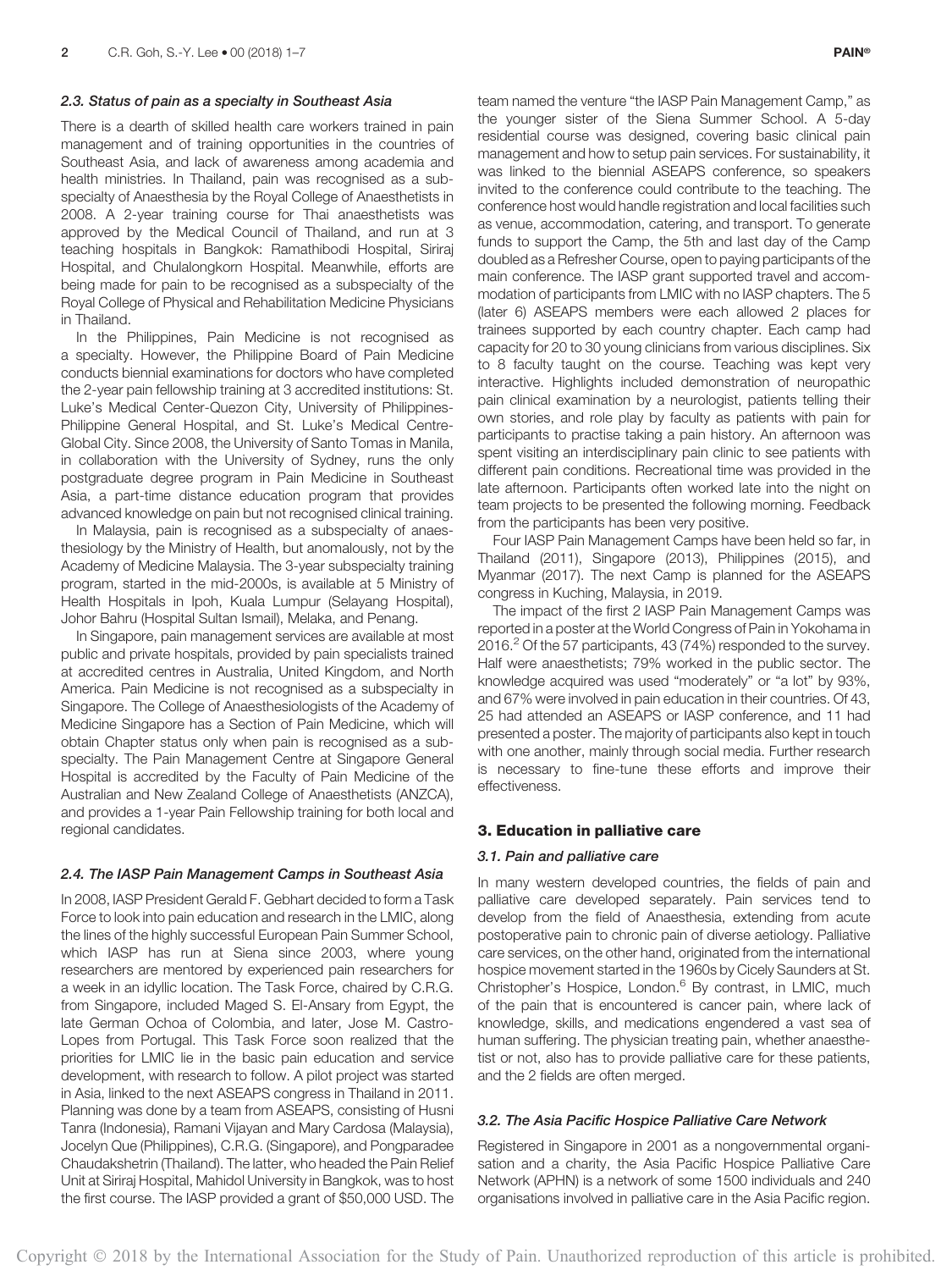### 2.3. Status of pain as a specialty in Southeast Asia

There is a dearth of skilled health care workers trained in pain management and of training opportunities in the countries of Southeast Asia, and lack of awareness among academia and health ministries. In Thailand, pain was recognised as a subspecialty of Anaesthesia by the Royal College of Anaesthetists in 2008. A 2-year training course for Thai anaesthetists was approved by the Medical Council of Thailand, and run at 3 teaching hospitals in Bangkok: Ramathibodi Hospital, Siriraj Hospital, and Chulalongkorn Hospital. Meanwhile, efforts are being made for pain to be recognised as a subspecialty of the Royal College of Physical and Rehabilitation Medicine Physicians in Thailand.

In the Philippines, Pain Medicine is not recognised as a specialty. However, the Philippine Board of Pain Medicine conducts biennial examinations for doctors who have completed the 2-year pain fellowship training at 3 accredited institutions: St. Luke's Medical Center-Quezon City, University of Philippines-Philippine General Hospital, and St. Luke's Medical Centre-Global City. Since 2008, the University of Santo Tomas in Manila, in collaboration with the University of Sydney, runs the only postgraduate degree program in Pain Medicine in Southeast Asia, a part-time distance education program that provides advanced knowledge on pain but not recognised clinical training.

In Malaysia, pain is recognised as a subspecialty of anaesthesiology by the Ministry of Health, but anomalously, not by the Academy of Medicine Malaysia. The 3-year subspecialty training program, started in the mid-2000s, is available at 5 Ministry of Health Hospitals in Ipoh, Kuala Lumpur (Selayang Hospital), Johor Bahru (Hospital Sultan Ismail), Melaka, and Penang.

In Singapore, pain management services are available at most public and private hospitals, provided by pain specialists trained at accredited centres in Australia, United Kingdom, and North America. Pain Medicine is not recognised as a subspecialty in Singapore. The College of Anaesthesiologists of the Academy of Medicine Singapore has a Section of Pain Medicine, which will obtain Chapter status only when pain is recognised as a subspecialty. The Pain Management Centre at Singapore General Hospital is accredited by the Faculty of Pain Medicine of the Australian and New Zealand College of Anaesthetists (ANZCA), and provides a 1-year Pain Fellowship training for both local and regional candidates.

### 2.4. The IASP Pain Management Camps in Southeast Asia

In 2008, IASP President Gerald F. Gebhart decided to form a Task Force to look into pain education and research in the LMIC, along the lines of the highly successful European Pain Summer School, which IASP has run at Siena since 2003, where young researchers are mentored by experienced pain researchers for a week in an idyllic location. The Task Force, chaired by C.R.G. from Singapore, included Maged S. El-Ansary from Egypt, the late German Ochoa of Colombia, and later, Jose M. Castro-Lopes from Portugal. This Task Force soon realized that the priorities for LMIC lie in the basic pain education and service development, with research to follow. A pilot project was started in Asia, linked to the next ASEAPS congress in Thailand in 2011. Planning was done by a team from ASEAPS, consisting of Husni Tanra (Indonesia), Ramani Vijayan and Mary Cardosa (Malaysia), Jocelyn Que (Philippines), C.R.G. (Singapore), and Pongparadee Chaudakshetrin (Thailand). The latter, who headed the Pain Relief Unit at Siriraj Hospital, Mahidol University in Bangkok, was to host the first course. The IASP provided a grant of $50,000 USD. The team named the venture "the IASP Pain Management Camp," as the younger sister of the Siena Summer School. A 5-day residential course was designed, covering basic clinical pain management and how to setup pain services. For sustainability, it was linked to the biennial ASEAPS conference, so speakers invited to the conference could contribute to the teaching. The conference host would handle registration and local facilities such as venue, accommodation, catering, and transport. To generate funds to support the Camp, the 5th and last day of the Camp doubled as a Refresher Course, open to paying participants of the main conference. The IASP grant supported travel and accommodation of participants from LMIC with no IASP chapters. The 5 (later 6) ASEAPS members were each allowed 2 places for trainees supported by each country chapter. Each camp had capacity for 20 to 30 young clinicians from various disciplines. Six to 8 faculty taught on the course. Teaching was kept very interactive. Highlights included demonstration of neuropathic pain clinical examination by a neurologist, patients telling their own stories, and role play by faculty as patients with pain for participants to practise taking a pain history. An afternoon was spent visiting an interdisciplinary pain clinic to see patients with different pain conditions. Recreational time was provided in the late afternoon. Participants often worked late into the night on team projects to be presented the following morning. Feedback from the participants has been very positive.

Four IASP Pain Management Camps have been held so far, in Thailand (2011), Singapore (2013), Philippines (2015), and Myanmar (2017). The next Camp is planned for the ASEAPS congress in Kuching, Malaysia, in 2019.

The impact of the first 2 IASP Pain Management Camps was reported in a poster at the World Congress of Pain in Yokohama in 2016.[2] Of the 57 participants, 43 (74%) responded to the survey. Half were anaesthetists; 79% worked in the public sector. The knowledge acquired was used "moderately" or "a lot" by 93%, and 67% were involved in pain education in their countries. Of 43, 25 had attended an ASEAPS or IASP conference, and 11 had presented a poster. The majority of participants also kept in touch with one another, mainly through social media. Further research is necessary to fine-tune these efforts and improve their effectiveness.

## 3. Education in palliative care

### 3.1. Pain and palliative care

In many western developed countries, the fields of pain and palliative care developed separately. Pain services tend to develop from the field of Anaesthesia, extending from acute postoperative pain to chronic pain of diverse aetiology. Palliative care services, on the other hand, originated from the international hospice movement started in the 1960s by Cicely Saunders at St. Christopher's Hospice, London.[6] By contrast, in LMIC, much of the pain that is encountered is cancer pain, where lack of knowledge, skills, and medications engendered a vast sea of human suffering. The physician treating pain, whether anaesthetist or not, also has to provide palliative care for these patients, and the 2 fields are often merged.

### 3.2. The Asia Pacific Hospice Palliative Care Network

Registered in Singapore in 2001 as a nongovernmental organisation and a charity, the Asia Pacific Hospice Palliative Care Network (APHN) is a network of some 1500 individuals and 240 organisations involved in palliative care in the Asia Pacific region.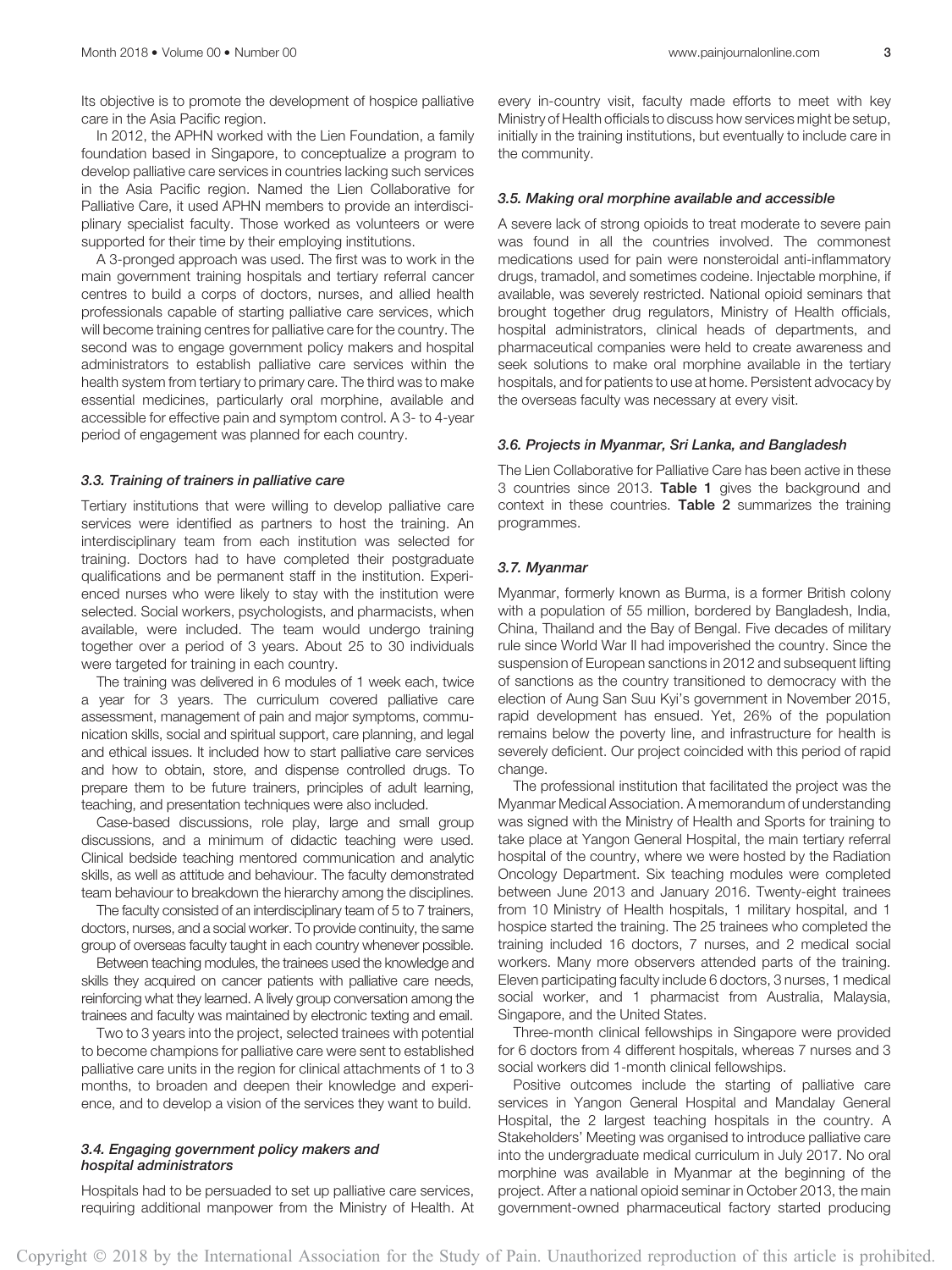Its objective is to promote the development of hospice palliative care in the Asia Pacific region.

In 2012, the APHN worked with the Lien Foundation, a family foundation based in Singapore, to conceptualize a program to develop palliative care services in countries lacking such services in the Asia Pacific region. Named the Lien Collaborative for Palliative Care, it used APHN members to provide an interdisciplinary specialist faculty. Those worked as volunteers or were supported for their time by their employing institutions.

A 3-pronged approach was used. The first was to work in the main government training hospitals and tertiary referral cancer centres to build a corps of doctors, nurses, and allied health professionals capable of starting palliative care services, which will become training centres for palliative care for the country. The second was to engage government policy makers and hospital administrators to establish palliative care services within the health system from tertiary to primary care. The third was to make essential medicines, particularly oral morphine, available and accessible for effective pain and symptom control. A 3- to 4-year period of engagement was planned for each country.

### 3.3. Training of trainers in palliative care

Tertiary institutions that were willing to develop palliative care services were identified as partners to host the training. An interdisciplinary team from each institution was selected for training. Doctors had to have completed their postgraduate qualifications and be permanent staff in the institution. Experienced nurses who were likely to stay with the institution were selected. Social workers, psychologists, and pharmacists, when available, were included. The team would undergo training together over a period of 3 years. About 25 to 30 individuals were targeted for training in each country.

The training was delivered in 6 modules of 1 week each, twice a year for 3 years. The curriculum covered palliative care assessment, management of pain and major symptoms, communication skills, social and spiritual support, care planning, and legal and ethical issues. It included how to start palliative care services and how to obtain, store, and dispense controlled drugs. To prepare them to be future trainers, principles of adult learning, teaching, and presentation techniques were also included.

Case-based discussions, role play, large and small group discussions, and a minimum of didactic teaching were used. Clinical bedside teaching mentored communication and analytic skills, as well as attitude and behaviour. The faculty demonstrated team behaviour to breakdown the hierarchy among the disciplines.

The faculty consisted of an interdisciplinary team of 5 to 7 trainers, doctors, nurses, and a social worker. To provide continuity, the same group of overseas faculty taught in each country whenever possible.

Between teaching modules, the trainees used the knowledge and skills they acquired on cancer patients with palliative care needs, reinforcing what they learned. A lively group conversation among the trainees and faculty was maintained by electronic texting and email.

Two to 3 years into the project, selected trainees with potential to become champions for palliative care were sent to established palliative care units in the region for clinical attachments of 1 to 3 months, to broaden and deepen their knowledge and experience, and to develop a vision of the services they want to build.

### 3.4. Engaging government policy makers and hospital administrators

Hospitals had to be persuaded to set up palliative care services, requiring additional manpower from the Ministry of Health. At every in-country visit, faculty made efforts to meet with key Ministry of Health officials to discuss how services might be setup, initially in the training institutions, but eventually to include care in the community.

### 3.5. Making oral morphine available and accessible

A severe lack of strong opioids to treat moderate to severe pain was found in all the countries involved. The commonest medications used for pain were nonsteroidal anti-inflammatory drugs, tramadol, and sometimes codeine. Injectable morphine, if available, was severely restricted. National opioid seminars that brought together drug regulators, Ministry of Health officials, hospital administrators, clinical heads of departments, and pharmaceutical companies were held to create awareness and seek solutions to make oral morphine available in the tertiary hospitals, and for patients to use at home. Persistent advocacy by the overseas faculty was necessary at every visit.

### 3.6. Projects in Myanmar, Sri Lanka, and Bangladesh

The Lien Collaborative for Palliative Care has been active in these 3 countries since 2013. **Table 1** gives the background and context in these countries. **Table 2** summarizes the training programmes.

### 3.7. Myanmar

Myanmar, formerly known as Burma, is a former British colony with a population of 55 million, bordered by Bangladesh, India, China, Thailand and the Bay of Bengal. Five decades of military rule since World War II had impoverished the country. Since the suspension of European sanctions in 2012 and subsequent lifting of sanctions as the country transitioned to democracy with the election of Aung San Suu Kyi's government in November 2015, rapid development has ensued. Yet, 26% of the population remains below the poverty line, and infrastructure for health is severely deficient. Our project coincided with this period of rapid change.

The professional institution that facilitated the project was the Myanmar Medical Association. A memorandum of understanding was signed with the Ministry of Health and Sports for training to take place at Yangon General Hospital, the main tertiary referral hospital of the country, where we were hosted by the Radiation Oncology Department. Six teaching modules were completed between June 2013 and January 2016. Twenty-eight trainees from 10 Ministry of Health hospitals, 1 military hospital, and 1 hospice started the training. The 25 trainees who completed the training included 16 doctors, 7 nurses, and 2 medical social workers. Many more observers attended parts of the training. Eleven participating faculty include 6 doctors, 3 nurses, 1 medical social worker, and 1 pharmacist from Australia, Malaysia, Singapore, and the United States.

Three-month clinical fellowships in Singapore were provided for 6 doctors from 4 different hospitals, whereas 7 nurses and 3 social workers did 1-month clinical fellowships.

Positive outcomes include the starting of palliative care services in Yangon General Hospital and Mandalay General Hospital, the 2 largest teaching hospitals in the country. A Stakeholders' Meeting was organised to introduce palliative care into the undergraduate medical curriculum in July 2017. No oral morphine was available in Myanmar at the beginning of the project. After a national opioid seminar in October 2013, the main government-owned pharmaceutical factory started producing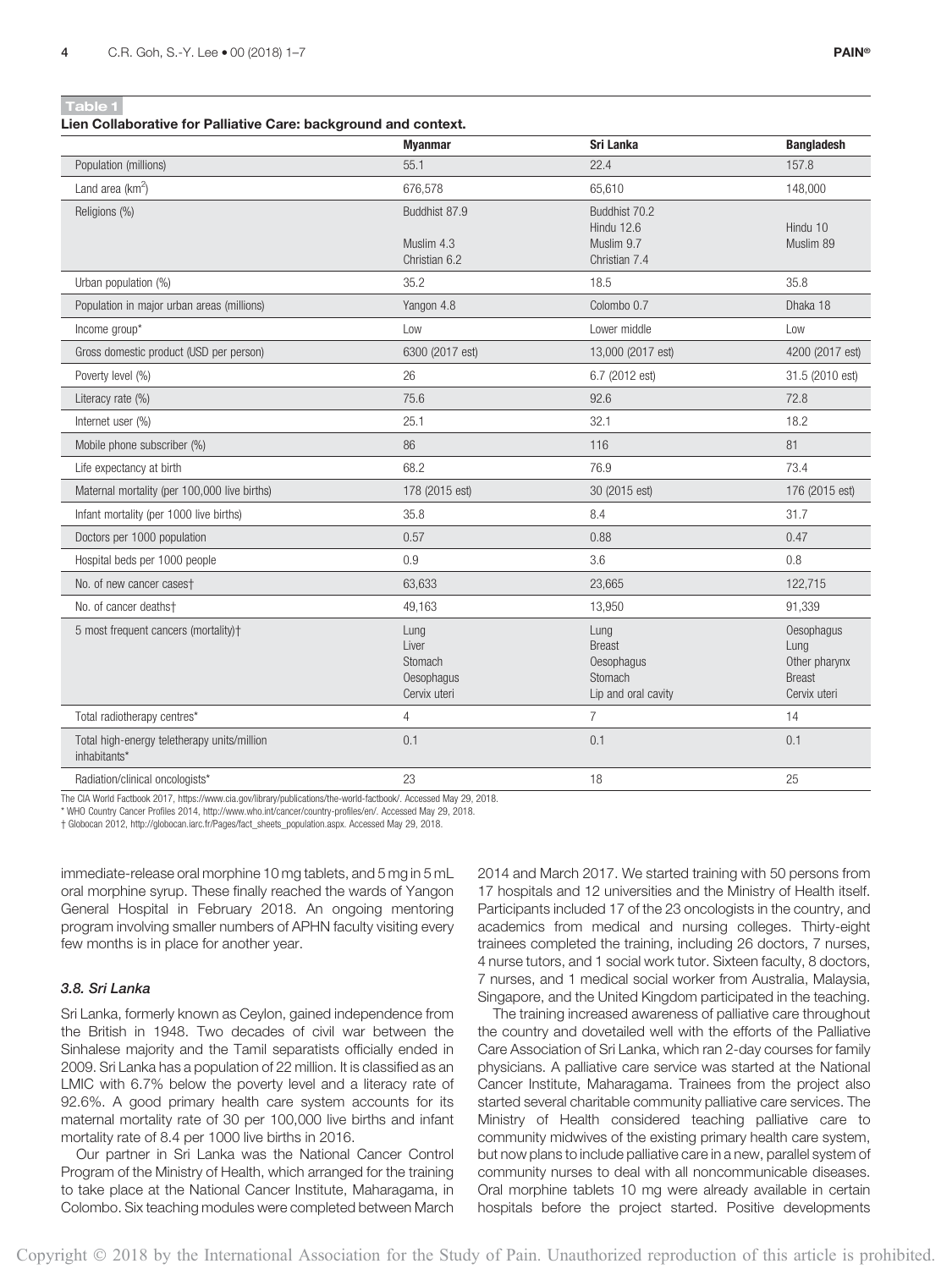**Table 1**

**Lien Collaborative for Palliative Care: background and context.**

| | Myanmar | Sri Lanka | Bangladesh |
|---|---|---|---|
| Population (millions) | 55.1 | 22.4 | 157.8 |
| Land area (km$^2$) | 676,578 | 65,610 | 148,000 |
| Religions (%) | Buddhist 87.9<br>Muslim 4.3<br>Christian 6.2 | Buddhist 70.2<br>Hindu 12.6<br>Muslim 9.7<br>Christian 7.4 | Hindu 10<br>Muslim 89 |
| Urban population (%) | 35.2 | 18.5 | 35.8 |
| Population in major urban areas (millions) | Yangon 4.8 | Colombo 0.7 | Dhaka 18 |
| Income group* | Low | Lower middle | Low |
| Gross domestic product (USD per person) | 6300 (2017 est) | 13,000 (2017 est) | 4200 (2017 est) |
| Poverty level (%) | 26 | 6.7 (2012 est) | 31.5 (2010 est) |
| Literacy rate (%) | 75.6 | 92.6 | 72.8 |
| Internet user (%) | 25.1 | 32.1 | 18.2 |
| Mobile phone subscriber (%) | 86 | 116 | 81 |
| Life expectancy at birth | 68.2 | 76.9 | 73.4 |
| Maternal mortality (per 100,000 live births) | 178 (2015 est) | 30 (2015 est) | 176 (2015 est) |
| Infant mortality (per 1000 live births) | 35.8 | 8.4 | 31.7 |
| Doctors per 1000 population | 0.57 | 0.88 | 0.47 |
| Hospital beds per 1000 people | 0.9 | 3.6 | 0.8 |
| No. of new cancer cases† | 63,633 | 23,665 | 122,715 |
| No. of cancer deaths† | 49,163 | 13,950 | 91,339 |
| 5 most frequent cancers (mortality)† | Lung<br>Liver<br>Stomach<br>Oesophagus<br>Cervix uteri | Lung<br>Breast<br>Oesophagus<br>Stomach<br>Lip and oral cavity | Oesophagus<br>Lung<br>Other pharynx<br>Breast<br>Cervix uteri |
| Total radiotherapy centres* | 4 | 7 | 14 |
| Total high-energy teletherapy units/million inhabitants* | 0.1 | 0.1 | 0.1 |
| Radiation/clinical oncologists* | 23 | 18 | 25 |

The CIA World Factbook 2017, https://www.cia.gov/library/publications/the-world-factbook/. Accessed May 29, 2018.
\* WHO Country Cancer Profiles 2014, http://www.who.int/cancer/country-profiles/en/. Accessed May 29, 2018.
† Globocan 2012, http://globocan.iarc.fr/Pages/fact_sheets_population.aspx. Accessed May 29, 2018.

immediate-release oral morphine 10 mg tablets, and 5 mg in 5 mL oral morphine syrup. These finally reached the wards of Yangon General Hospital in February 2018. An ongoing mentoring program involving smaller numbers of APHN faculty visiting every few months is in place for another year.

### 3.8. Sri Lanka

Sri Lanka, formerly known as Ceylon, gained independence from the British in 1948. Two decades of civil war between the Sinhalese majority and the Tamil separatists officially ended in 2009. Sri Lanka has a population of 22 million. It is classified as an LMIC with 6.7% below the poverty level and a literacy rate of 92.6%. A good primary health care system accounts for its maternal mortality rate of 30 per 100,000 live births and infant mortality rate of 8.4 per 1000 live births in 2016.

Our partner in Sri Lanka was the National Cancer Control Program of the Ministry of Health, which arranged for the training to take place at the National Cancer Institute, Maharagama, in Colombo. Six teaching modules were completed between March 2014 and March 2017. We started training with 50 persons from 17 hospitals and 12 universities and the Ministry of Health itself. Participants included 17 of the 23 oncologists in the country, and academics from medical and nursing colleges. Thirty-eight trainees completed the training, including 26 doctors, 7 nurses, 4 nurse tutors, and 1 social work tutor. Sixteen faculty, 8 doctors, 7 nurses, and 1 medical social worker from Australia, Malaysia, Singapore, and the United Kingdom participated in the teaching.

The training increased awareness of palliative care throughout the country and dovetailed well with the efforts of the Palliative Care Association of Sri Lanka, which ran 2-day courses for family physicians. A palliative care service was started at the National Cancer Institute, Maharagama. Trainees from the project also started several charitable community palliative care services. The Ministry of Health considered teaching palliative care to community midwives of the existing primary health care system, but now plans to include palliative care in a new, parallel system of community nurses to deal with all noncommunicable diseases. Oral morphine tablets 10 mg were already available in certain hospitals before the project started. Positive developments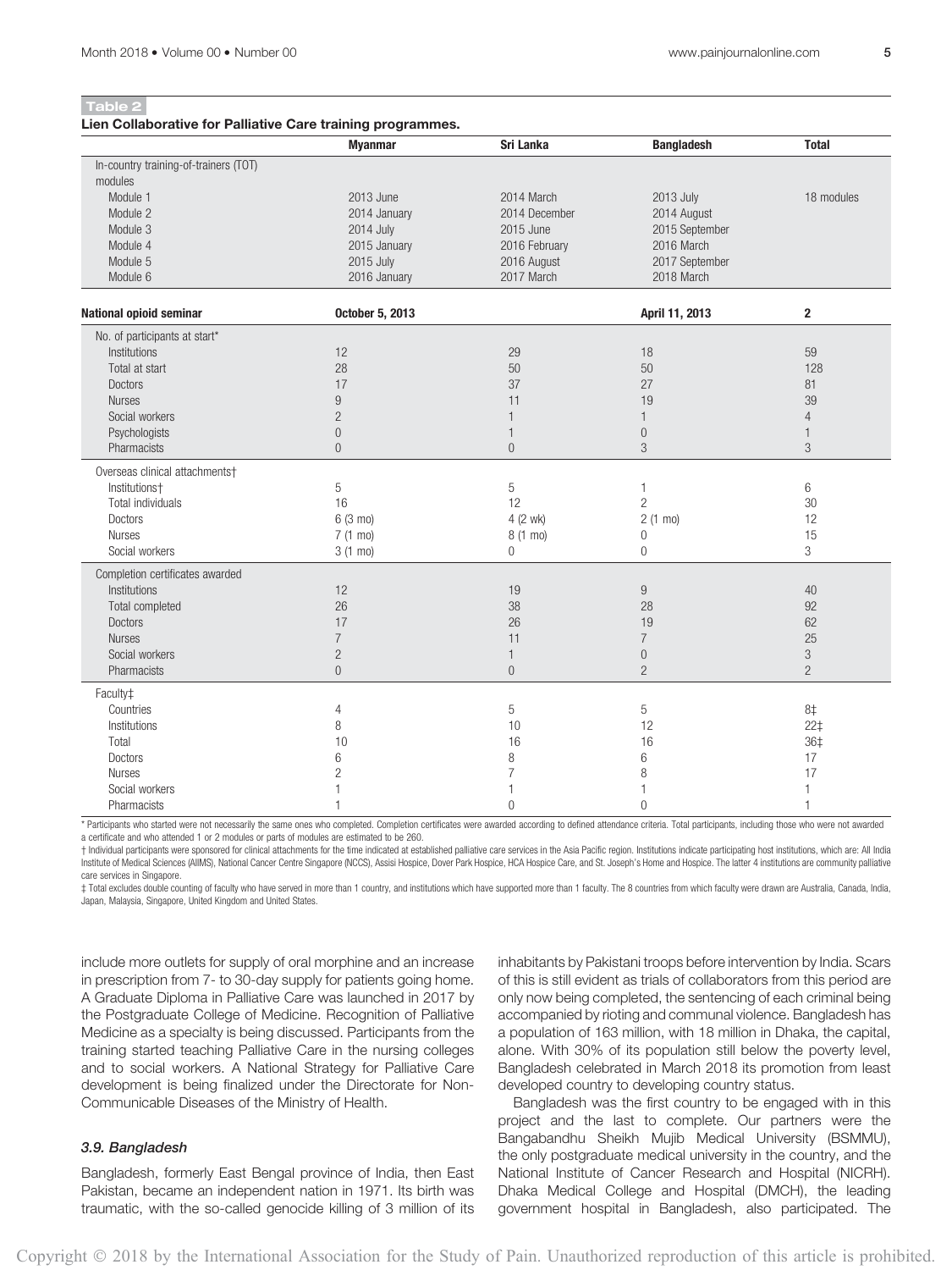**Table 2**

**Lien Collaborative for Palliative Care training programmes.**

| | Myanmar | Sri Lanka | Bangladesh | Total |
|---|---|---|---|---|
| In-country training-of-trainers (TOT) modules | | | | |
| Module 1 | 2013 June | 2014 March | 2013 July | 18 modules |
| Module 2 | 2014 January | 2014 December | 2014 August | |
| Module 3 | 2014 July | 2015 June | 2015 September | |
| Module 4 | 2015 January | 2016 February | 2016 March | |
| Module 5 | 2015 July | 2016 August | 2017 September | |
| Module 6 | 2016 January | 2017 March | 2018 March | |
| **National opioid seminar** | **October 5, 2013** | | **April 11, 2013** | **2** |
| No. of participants at start* | | | | |
| Institutions | 12 | 29 | 18 | 59 |
| Total at start | 28 | 50 | 50 | 128 |
| Doctors | 17 | 37 | 27 | 81 |
| Nurses | 9 | 11 | 19 | 39 |
| Social workers | 2 | 1 | 1 | 4 |
| Psychologists | 0 | 1 | 0 | 1 |
| Pharmacists | 0 | 0 | 3 | 3 |
| Overseas clinical attachments† | | | | |
| Institutions† | 5 | 5 | 1 | 6 |
| Total individuals | 16 | 12 | 2 | 30 |
| Doctors | 6 (3 mo) | 4 (2 wk) | 2 (1 mo) | 12 |
| Nurses | 7 (1 mo) | 8 (1 mo) | 0 | 15 |
| Social workers | 3 (1 mo) | 0 | 0 | 3 |
| Completion certificates awarded | | | | |
| Institutions | 12 | 19 | 9 | 40 |
| Total completed | 26 | 38 | 28 | 92 |
| Doctors | 17 | 26 | 19 | 62 |
| Nurses | 7 | 11 | 7 | 25 |
| Social workers | 2 | 1 | 0 | 3 |
| Pharmacists | 0 | 0 | 2 | 2 |
| Faculty‡ | | | | |
| Countries | 4 | 5 | 5 | 8‡ |
| Institutions | 8 | 10 | 12 | 22‡ |
| Total | 10 | 16 | 16 | 36‡ |
| Doctors | 6 | 8 | 6 | 17 |
| Nurses | 2 | 7 | 8 | 17 |
| Social workers | 1 | 1 | 1 | 1 |
| Pharmacists | 1 | 0 | 0 | 1 |

\* Participants who started were not necessarily the same ones who completed. Completion certificates were awarded according to defined attendance criteria. Total participants, including those who were not awarded a certificate and who attended 1 or 2 modules or parts of modules are estimated to be 260.

† Individual participants were sponsored for clinical attachments for the time indicated at established palliative care services in the Asia Pacific region. Institutions indicate participating host institutions, which are: All India Institute of Medical Sciences (AIIMS), National Cancer Centre Singapore (NCCS), Assisi Hospice, Dover Park Hospice, HCA Hospice Care, and St. Joseph's Home and Hospice. The latter 4 institutions are community palliative care services in Singapore.

‡ Total excludes double counting of faculty who have served in more than 1 country, and institutions which have supported more than 1 faculty. The 8 countries from which faculty were drawn are Australia, Canada, India, Japan, Malaysia, Singapore, United Kingdom and United States.

include more outlets for supply of oral morphine and an increase in prescription from 7- to 30-day supply for patients going home. A Graduate Diploma in Palliative Care was launched in 2017 by the Postgraduate College of Medicine. Recognition of Palliative Medicine as a specialty is being discussed. Participants from the training started teaching Palliative Care in the nursing colleges and to social workers. A National Strategy for Palliative Care development is being finalized under the Directorate for Non-Communicable Diseases of the Ministry of Health.

### 3.9. Bangladesh

Bangladesh, formerly East Bengal province of India, then East Pakistan, became an independent nation in 1971. Its birth was traumatic, with the so-called genocide killing of 3 million of its inhabitants by Pakistani troops before intervention by India. Scars of this is still evident as trials of collaborators from this period are only now being completed, the sentencing of each criminal being accompanied by rioting and communal violence. Bangladesh has a population of 163 million, with 18 million in Dhaka, the capital, alone. With 30% of its population still below the poverty level, Bangladesh celebrated in March 2018 its promotion from least developed country to developing country status.

Bangladesh was the first country to be engaged with in this project and the last to complete. Our partners were the Bangabandhu Sheikh Mujib Medical University (BSMMU), the only postgraduate medical university in the country, and the National Institute of Cancer Research and Hospital (NICRH). Dhaka Medical College and Hospital (DMCH), the leading government hospital in Bangladesh, also participated. The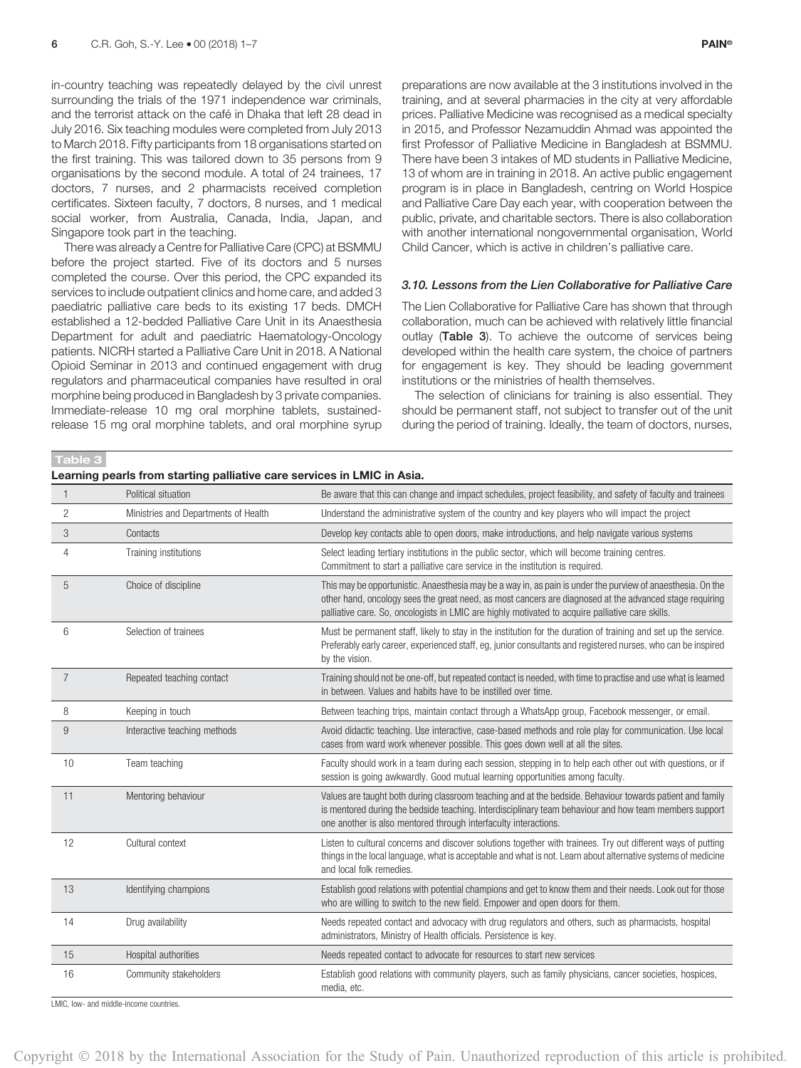in-country teaching was repeatedly delayed by the civil unrest surrounding the trials of the 1971 independence war criminals, and the terrorist attack on the café in Dhaka that left 28 dead in July 2016. Six teaching modules were completed from July 2013 to March 2018. Fifty participants from 18 organisations started on the first training. This was tailored down to 35 persons from 9 organisations by the second module. A total of 24 trainees, 17 doctors, 7 nurses, and 2 pharmacists received completion certificates. Sixteen faculty, 7 doctors, 8 nurses, and 1 medical social worker, from Australia, Canada, India, Japan, and Singapore took part in the teaching.

There was already a Centre for Palliative Care (CPC) at BSMMU before the project started. Five of its doctors and 5 nurses completed the course. Over this period, the CPC expanded its services to include outpatient clinics and home care, and added 3 paediatric palliative care beds to its existing 17 beds. DMCH established a 12-bedded Palliative Care Unit in its Anaesthesia Department for adult and paediatric Haematology-Oncology patients. NICRH started a Palliative Care Unit in 2018. A National Opioid Seminar in 2013 and continued engagement with drug regulators and pharmaceutical companies have resulted in oral morphine being produced in Bangladesh by 3 private companies. Immediate-release 10 mg oral morphine tablets, sustained-release 15 mg oral morphine tablets, and oral morphine syrup preparations are now available at the 3 institutions involved in the training, and at several pharmacies in the city at very affordable prices. Palliative Medicine was recognised as a medical specialty in 2015, and Professor Nezamuddin Ahmad was appointed the first Professor of Palliative Medicine in Bangladesh at BSMMU. There have been 3 intakes of MD students in Palliative Medicine, 13 of whom are in training in 2018. An active public engagement program is in place in Bangladesh, centring on World Hospice and Palliative Care Day each year, with cooperation between the public, private, and charitable sectors. There is also collaboration with another international nongovernmental organisation, World Child Cancer, which is active in children's palliative care.

### 3.10. Lessons from the Lien Collaborative for Palliative Care

The Lien Collaborative for Palliative Care has shown that through collaboration, much can be achieved with relatively little financial outlay (**Table 3**). To achieve the outcome of services being developed within the health care system, the choice of partners for engagement is key. They should be leading government institutions or the ministries of health themselves.

The selection of clinicians for training is also essential. They should be permanent staff, not subject to transfer out of the unit during the period of training. Ideally, the team of doctors, nurses,

**Table 3**

**Learning pearls from starting palliative care services in LMIC in Asia.**

| | | |
|---|---|---|
| 1 | Political situation | Be aware that this can change and impact schedules, project feasibility, and safety of faculty and trainees |
| 2 | Ministries and Departments of Health | Understand the administrative system of the country and key players who will impact the project |
| 3 | Contacts | Develop key contacts able to open doors, make introductions, and help navigate various systems |
| 4 | Training institutions | Select leading tertiary institutions in the public sector, which will become training centres. Commitment to start a palliative care service in the institution is required. |
| 5 | Choice of discipline | This may be opportunistic. Anaesthesia may be a way in, as pain is under the purview of anaesthesia. On the other hand, oncology sees the great need, as most cancers are diagnosed at the advanced stage requiring palliative care. So, oncologists in LMIC are highly motivated to acquire palliative care skills. |
| 6 | Selection of trainees | Must be permanent staff, likely to stay in the institution for the duration of training and set up the service. Preferably early career, experienced staff, eg, junior consultants and registered nurses, who can be inspired by the vision. |
| 7 | Repeated teaching contact | Training should not be one-off, but repeated contact is needed, with time to practise and use what is learned in between. Values and habits have to be instilled over time. |
| 8 | Keeping in touch | Between teaching trips, maintain contact through a WhatsApp group, Facebook messenger, or email. |
| 9 | Interactive teaching methods | Avoid didactic teaching. Use interactive, case-based methods and role play for communication. Use local cases from ward work whenever possible. This goes down well at all the sites. |
| 10 | Team teaching | Faculty should work in a team during each session, stepping in to help each other out with questions, or if session is going awkwardly. Good mutual learning opportunities among faculty. |
| 11 | Mentoring behaviour | Values are taught both during classroom teaching and at the bedside. Behaviour towards patient and family is mentored during the bedside teaching. Interdisciplinary team behaviour and how team members support one another is also mentored through interfaculty interactions. |
| 12 | Cultural context | Listen to cultural concerns and discover solutions together with trainees. Try out different ways of putting things in the local language, what is acceptable and what is not. Learn about alternative systems of medicine and local folk remedies. |
| 13 | Identifying champions | Establish good relations with potential champions and get to know them and their needs. Look out for those who are willing to switch to the new field. Empower and open doors for them. |
| 14 | Drug availability | Needs repeated contact and advocacy with drug regulators and others, such as pharmacists, hospital administrators, Ministry of Health officials. Persistence is key. |
| 15 | Hospital authorities | Needs repeated contact to advocate for resources to start new services |
| 16 | Community stakeholders | Establish good relations with community players, such as family physicians, cancer societies, hospices, media, etc. |

LMIC, low- and middle-income countries.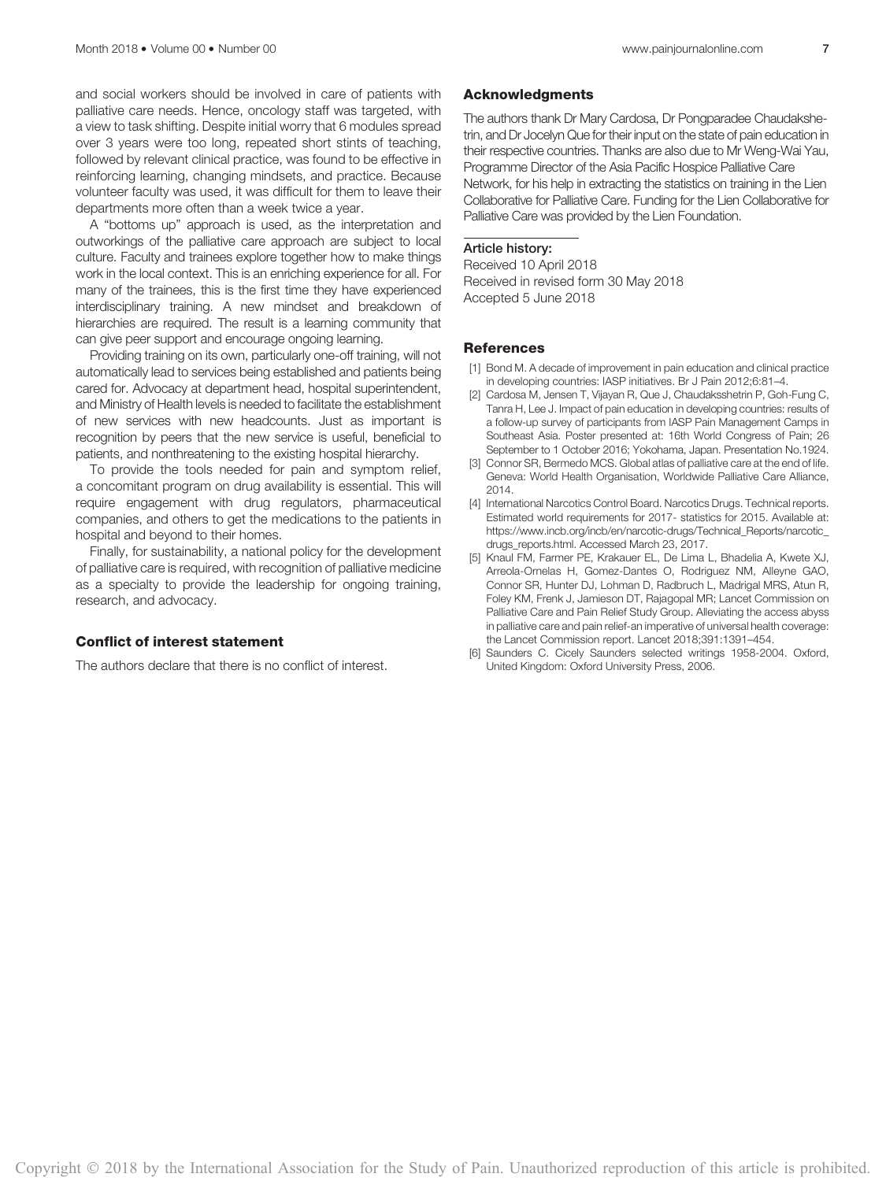and social workers should be involved in care of patients with palliative care needs. Hence, oncology staff was targeted, with a view to task shifting. Despite initial worry that 6 modules spread over 3 years were too long, repeated short stints of teaching, followed by relevant clinical practice, was found to be effective in reinforcing learning, changing mindsets, and practice. Because volunteer faculty was used, it was difficult for them to leave their departments more often than a week twice a year.

A "bottoms up" approach is used, as the interpretation and outworkings of the palliative care approach are subject to local culture. Faculty and trainees explore together how to make things work in the local context. This is an enriching experience for all. For many of the trainees, this is the first time they have experienced interdisciplinary training. A new mindset and breakdown of hierarchies are required. The result is a learning community that can give peer support and encourage ongoing learning.

Providing training on its own, particularly one-off training, will not automatically lead to services being established and patients being cared for. Advocacy at department head, hospital superintendent, and Ministry of Health levels is needed to facilitate the establishment of new services with new headcounts. Just as important is recognition by peers that the new service is useful, beneficial to patients, and nonthreatening to the existing hospital hierarchy.

To provide the tools needed for pain and symptom relief, a concomitant program on drug availability is essential. This will require engagement with drug regulators, pharmaceutical companies, and others to get the medications to the patients in hospital and beyond to their homes.

Finally, for sustainability, a national policy for the development of palliative care is required, with recognition of palliative medicine as a specialty to provide the leadership for ongoing training, research, and advocacy.

## Conflict of interest statement

The authors declare that there is no conflict of interest.

## Acknowledgments

The authors thank Dr Mary Cardosa, Dr Pongparadee Chaudakshetrin, and Dr Jocelyn Que for their input on the state of pain education in their respective countries. Thanks are also due to Mr Weng-Wai Yau, Programme Director of the Asia Pacific Hospice Palliative Care Network, for his help in extracting the statistics on training in the Lien Collaborative for Palliative Care. Funding for the Lien Collaborative for Palliative Care was provided by the Lien Foundation.

### Article history:

Received 10 April 2018
Received in revised form 30 May 2018
Accepted 5 June 2018

## References

[1] Bond M. A decade of improvement in pain education and clinical practice in developing countries: IASP initiatives. Br J Pain 2012;6:81–4.

[2] Cardosa M, Jensen T, Vijayan R, Que J, Chaudaksshetrin P, Goh-Fung C, Tanra H, Lee J. Impact of pain education in developing countries: results of a follow-up survey of participants from IASP Pain Management Camps in Southeast Asia. Poster presented at: 16th World Congress of Pain; 26 September to 1 October 2016; Yokohama, Japan. Presentation No.1924.

[3] Connor SR, Bermedo MCS. Global atlas of palliative care at the end of life. Geneva: World Health Organisation, Worldwide Palliative Care Alliance, 2014.

[4] International Narcotics Control Board. Narcotics Drugs. Technical reports. Estimated world requirements for 2017- statistics for 2015. Available at: https://www.incb.org/incb/en/narcotic-drugs/Technical_Reports/narcotic_drugs_reports.html. Accessed March 23, 2017.

[5] Knaul FM, Farmer PE, Krakauer EL, De Lima L, Bhadelia A, Kwete XJ, Arreola-Ornelas H, Gomez-Dantes O, Rodriguez NM, Alleyne GAO, Connor SR, Hunter DJ, Lohman D, Radbruch L, Madrigal MRS, Atun R, Foley KM, Frenk J, Jamieson DT, Rajagopal MR; Lancet Commission on Palliative Care and Pain Relief Study Group. Alleviating the access abyss in palliative care and pain relief-an imperative of universal health coverage: the Lancet Commission report. Lancet 2018;391:1391–454.

[6] Saunders C. Cicely Saunders selected writings 1958-2004. Oxford, United Kingdom: Oxford University Press, 2006.